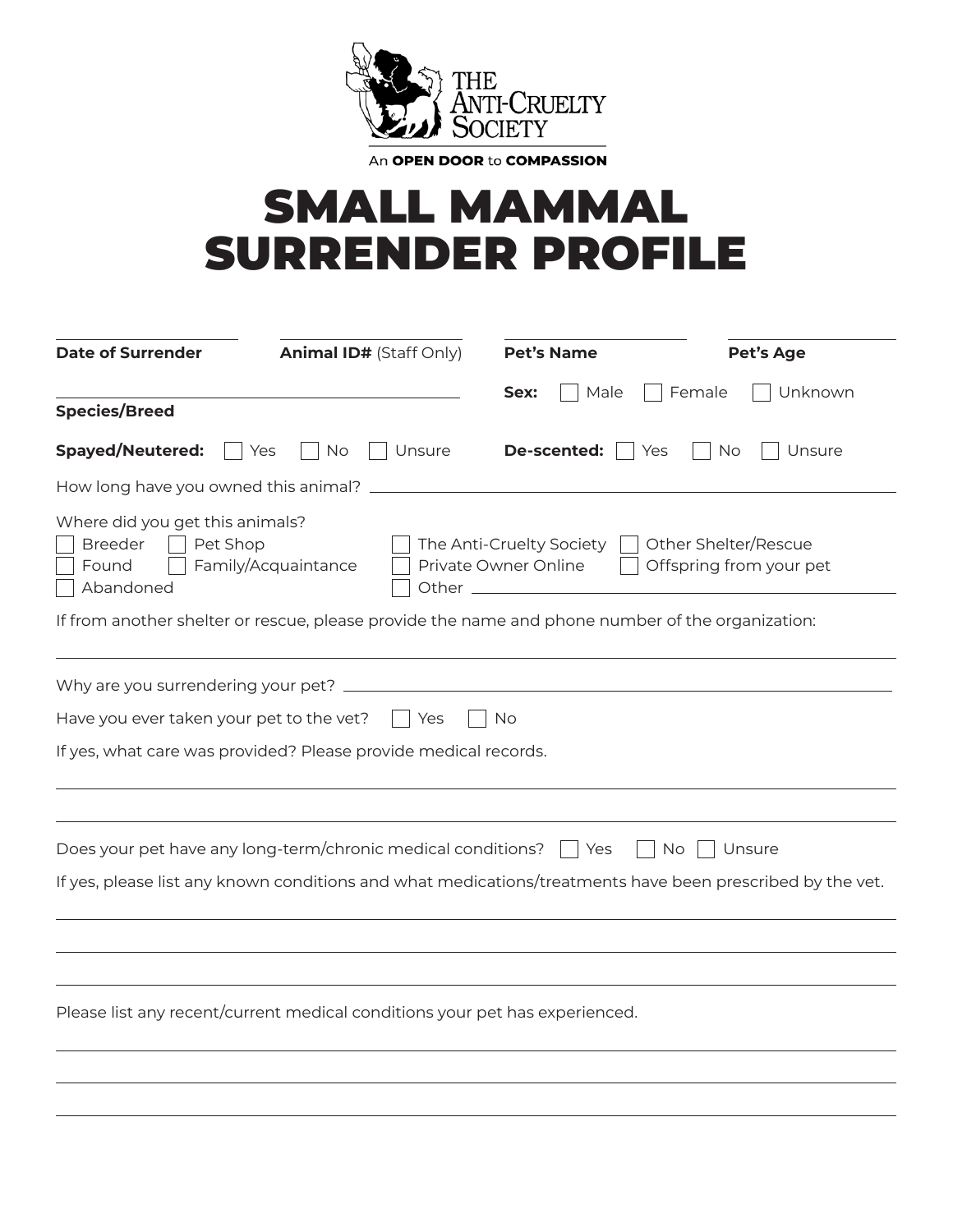THE ANTI-CRUELTY SOCIETY

An **OPEN DOOR** to **COMPASSION**

# SMALL MAMMAL SURRENDER PROFILE

**Date of Surrender** ____________ **Animal ID#** (Staff Only) ____________ **Pet's Name** ____________ **Pet's Age** ____________

**Species/Breed** ________________________

**Sex:** ☐ Male ☐ Female ☐ Unknown

**Spayed/Neutered:** ☐ Yes ☐ No ☐ Unsure

**De-scented:** ☐ Yes ☐ No ☐ Unsure

How long have you owned this animal? ________________________

Where did you get this animals?

☐ Breeder ☐ Pet Shop ☐ The Anti-Cruelty Society ☐ Other Shelter/Rescue
☐ Found ☐ Family/Acquaintance ☐ Private Owner Online ☐ Offspring from your pet
☐ Abandoned ☐ Other ____________

If from another shelter or rescue, please provide the name and phone number of the organization:

________________________

Why are you surrendering your pet? ________________________

Have you ever taken your pet to the vet? ☐ Yes ☐ No

If yes, what care was provided? Please provide medical records.

________________________

________________________

Does your pet have any long-term/chronic medical conditions? ☐ Yes ☐ No ☐ Unsure

If yes, please list any known conditions and what medications/treatments have been prescribed by the vet.

________________________

________________________

________________________

Please list any recent/current medical conditions your pet has experienced.

________________________

________________________

________________________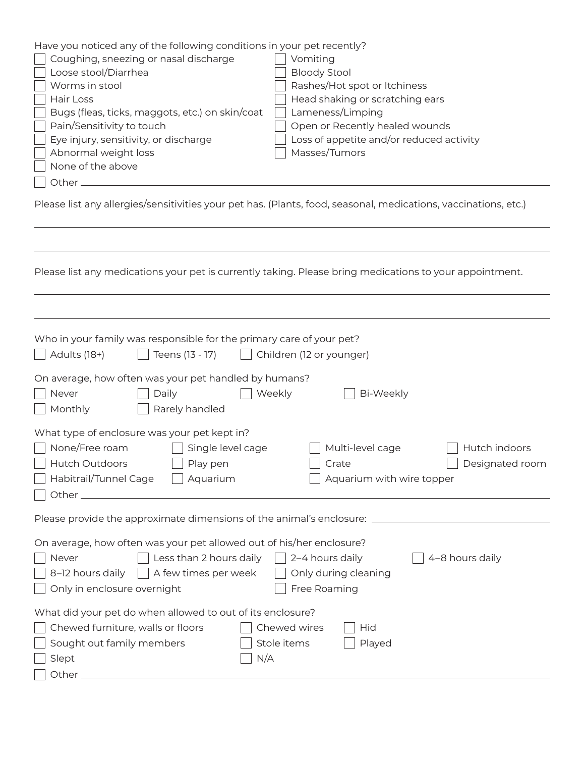Have you noticed any of the following conditions in your pet recently?

- [ ] Coughing, sneezing or nasal discharge
- [ ] Loose stool/Diarrhea
- [ ] Worms in stool
- [ ] Hair Loss
- [ ] Bugs (fleas, ticks, maggots, etc.) on skin/coat
- [ ] Pain/Sensitivity to touch
- [ ] Eye injury, sensitivity, or discharge
- [ ] Abnormal weight loss
- [ ] None of the above
- [ ] Vomiting
- [ ] Bloody Stool
- [ ] Rashes/Hot spot or Itchiness
- [ ] Head shaking or scratching ears
- [ ] Lameness/Limping
- [ ] Open or Recently healed wounds
- [ ] Loss of appetite and/or reduced activity
- [ ] Masses/Tumors
- [ ] Other ____________________

Please list any allergies/sensitivities your pet has. (Plants, food, seasonal, medications, vaccinations, etc.)

________________________________________

________________________________________

Please list any medications your pet is currently taking. Please bring medications to your appointment.

________________________________________

________________________________________

Who in your family was responsible for the primary care of your pet?

- [ ] Adults (18+)
- [ ] Teens (13 - 17)
- [ ] Children (12 or younger)

On average, how often was your pet handled by humans?

- [ ] Never
- [ ] Daily
- [ ] Weekly
- [ ] Bi-Weekly
- [ ] Monthly
- [ ] Rarely handled

What type of enclosure was your pet kept in?

- [ ] None/Free roam
- [ ] Single level cage
- [ ] Multi-level cage
- [ ] Hutch indoors
- [ ] Hutch Outdoors
- [ ] Play pen
- [ ] Crate
- [ ] Designated room
- [ ] Habitrail/Tunnel Cage
- [ ] Aquarium
- [ ] Aquarium with wire topper
- [ ] Other ____________________

Please provide the approximate dimensions of the animal's enclosure: ____________________

On average, how often was your pet allowed out of his/her enclosure?

- [ ] Never
- [ ] Less than 2 hours daily
- [ ] 2–4 hours daily
- [ ] 4–8 hours daily
- [ ] 8–12 hours daily
- [ ] A few times per week
- [ ] Only during cleaning
- [ ] Only in enclosure overnight
- [ ] Free Roaming

What did your pet do when allowed to out of its enclosure?

- [ ] Chewed furniture, walls or floors
- [ ] Chewed wires
- [ ] Hid
- [ ] Sought out family members
- [ ] Stole items
- [ ] Played
- [ ] Slept
- [ ] N/A
- [ ] Other ____________________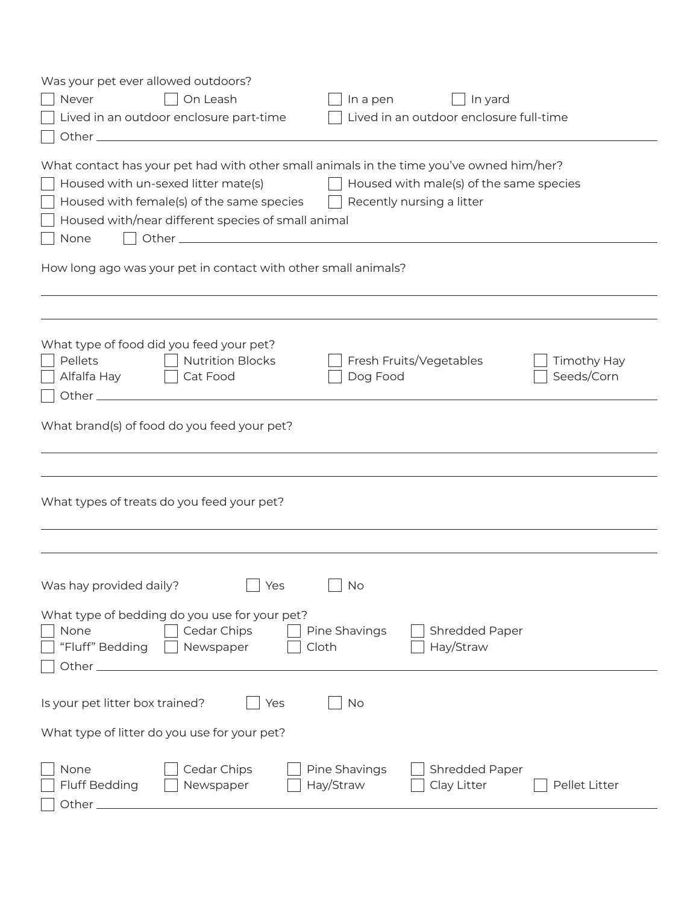Was your pet ever allowed outdoors?

- [ ] Never
- [ ] On Leash
- [ ] In a pen
- [ ] In yard
- [ ] Lived in an outdoor enclosure part-time
- [ ] Lived in an outdoor enclosure full-time
- [ ] Other ______________________________

What contact has your pet had with other small animals in the time you've owned him/her?

- [ ] Housed with un-sexed litter mate(s)
- [ ] Housed with male(s) of the same species
- [ ] Housed with female(s) of the same species
- [ ] Recently nursing a litter
- [ ] Housed with/near different species of small animal
- [ ] None
- [ ] Other ______________________________

How long ago was your pet in contact with other small animals?

______________________________

______________________________

What type of food did you feed your pet?

- [ ] Pellets
- [ ] Nutrition Blocks
- [ ] Fresh Fruits/Vegetables
- [ ] Timothy Hay
- [ ] Alfalfa Hay
- [ ] Cat Food
- [ ] Dog Food
- [ ] Seeds/Corn
- [ ] Other ______________________________

What brand(s) of food do you feed your pet?

______________________________

______________________________

What types of treats do you feed your pet?

______________________________

______________________________

Was hay provided daily?

- [ ] Yes
- [ ] No

What type of bedding do you use for your pet?

- [ ] None
- [ ] Cedar Chips
- [ ] Pine Shavings
- [ ] Shredded Paper
- [ ] "Fluff" Bedding
- [ ] Newspaper
- [ ] Cloth
- [ ] Hay/Straw
- [ ] Other ______________________________

Is your pet litter box trained?

- [ ] Yes
- [ ] No

What type of litter do you use for your pet?

- [ ] None
- [ ] Cedar Chips
- [ ] Pine Shavings
- [ ] Shredded Paper
- [ ] Fluff Bedding
- [ ] Newspaper
- [ ] Hay/Straw
- [ ] Clay Litter
- [ ] Pellet Litter
- [ ] Other ______________________________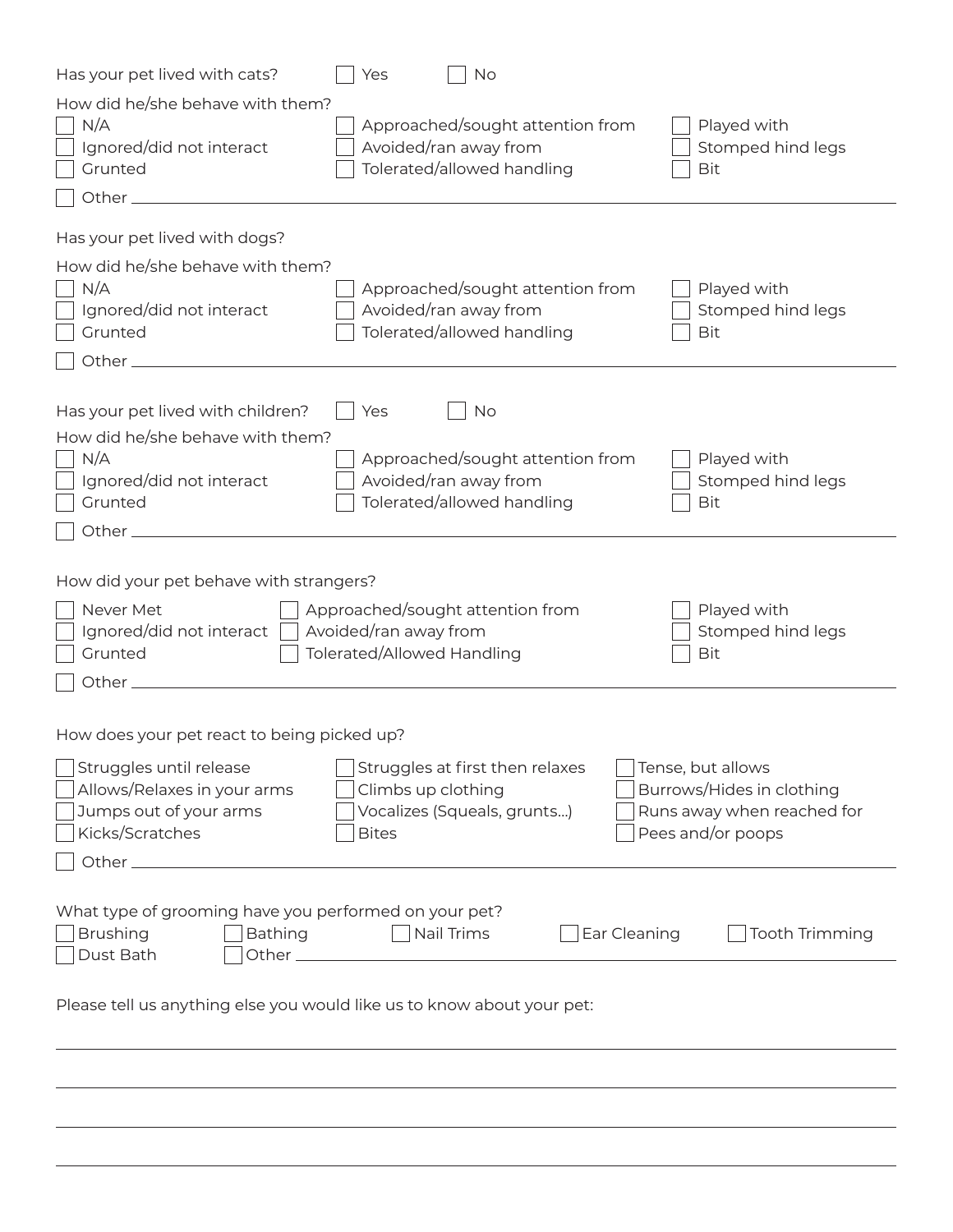Has your pet lived with cats? ☐ Yes ☐ No

How did he/she behave with them?

| | | |
|---|---|---|
| ☐ N/A | ☐ Approached/sought attention from | ☐ Played with |
| ☐ Ignored/did not interact | ☐ Avoided/ran away from | ☐ Stomped hind legs |
| ☐ Grunted | ☐ Tolerated/allowed handling | ☐ Bit |

☐ Other \_\_\_\_\_\_\_\_\_\_\_\_\_\_\_\_\_\_\_\_\_\_\_\_\_\_\_\_\_\_\_\_\_\_\_\_\_\_\_\_

Has your pet lived with dogs?

How did he/she behave with them?

| | | |
|---|---|---|
| ☐ N/A | ☐ Approached/sought attention from | ☐ Played with |
| ☐ Ignored/did not interact | ☐ Avoided/ran away from | ☐ Stomped hind legs |
| ☐ Grunted | ☐ Tolerated/allowed handling | ☐ Bit |

☐ Other \_\_\_\_\_\_\_\_\_\_\_\_\_\_\_\_\_\_\_\_\_\_\_\_\_\_\_\_\_\_\_\_\_\_\_\_\_\_\_\_

Has your pet lived with children? ☐ Yes ☐ No

How did he/she behave with them?

| | | |
|---|---|---|
| ☐ N/A | ☐ Approached/sought attention from | ☐ Played with |
| ☐ Ignored/did not interact | ☐ Avoided/ran away from | ☐ Stomped hind legs |
| ☐ Grunted | ☐ Tolerated/allowed handling | ☐ Bit |

☐ Other \_\_\_\_\_\_\_\_\_\_\_\_\_\_\_\_\_\_\_\_\_\_\_\_\_\_\_\_\_\_\_\_\_\_\_\_\_\_\_\_

How did your pet behave with strangers?

| | | |
|---|---|---|
| ☐ Never Met | ☐ Approached/sought attention from | ☐ Played with |
| ☐ Ignored/did not interact | ☐ Avoided/ran away from | ☐ Stomped hind legs |
| ☐ Grunted | ☐ Tolerated/Allowed Handling | ☐ Bit |

☐ Other \_\_\_\_\_\_\_\_\_\_\_\_\_\_\_\_\_\_\_\_\_\_\_\_\_\_\_\_\_\_\_\_\_\_\_\_\_\_\_\_

How does your pet react to being picked up?

| | | |
|---|---|---|
| ☐ Struggles until release | ☐ Struggles at first then relaxes | ☐ Tense, but allows |
| ☐ Allows/Relaxes in your arms | ☐ Climbs up clothing | ☐ Burrows/Hides in clothing |
| ☐ Jumps out of your arms | ☐ Vocalizes (Squeals, grunts…) | ☐ Runs away when reached for |
| ☐ Kicks/Scratches | ☐ Bites | ☐ Pees and/or poops |

☐ Other \_\_\_\_\_\_\_\_\_\_\_\_\_\_\_\_\_\_\_\_\_\_\_\_\_\_\_\_\_\_\_\_\_\_\_\_\_\_\_\_

What type of grooming have you performed on your pet?

☐ Brushing ☐ Bathing ☐ Nail Trims ☐ Ear Cleaning ☐ Tooth Trimming

☐ Dust Bath ☐ Other \_\_\_\_\_\_\_\_\_\_\_\_\_\_\_\_\_\_\_\_\_\_\_\_\_\_\_\_\_\_\_\_

Please tell us anything else you would like us to know about your pet:

\_\_\_\_\_\_\_\_\_\_\_\_\_\_\_\_\_\_\_\_\_\_\_\_\_\_\_\_\_\_\_\_\_\_\_\_\_\_\_\_\_\_\_\_\_\_\_\_\_\_\_\_

\_\_\_\_\_\_\_\_\_\_\_\_\_\_\_\_\_\_\_\_\_\_\_\_\_\_\_\_\_\_\_\_\_\_\_\_\_\_\_\_\_\_\_\_\_\_\_\_\_\_\_\_

\_\_\_\_\_\_\_\_\_\_\_\_\_\_\_\_\_\_\_\_\_\_\_\_\_\_\_\_\_\_\_\_\_\_\_\_\_\_\_\_\_\_\_\_\_\_\_\_\_\_\_\_

\_\_\_\_\_\_\_\_\_\_\_\_\_\_\_\_\_\_\_\_\_\_\_\_\_\_\_\_\_\_\_\_\_\_\_\_\_\_\_\_\_\_\_\_\_\_\_\_\_\_\_\_